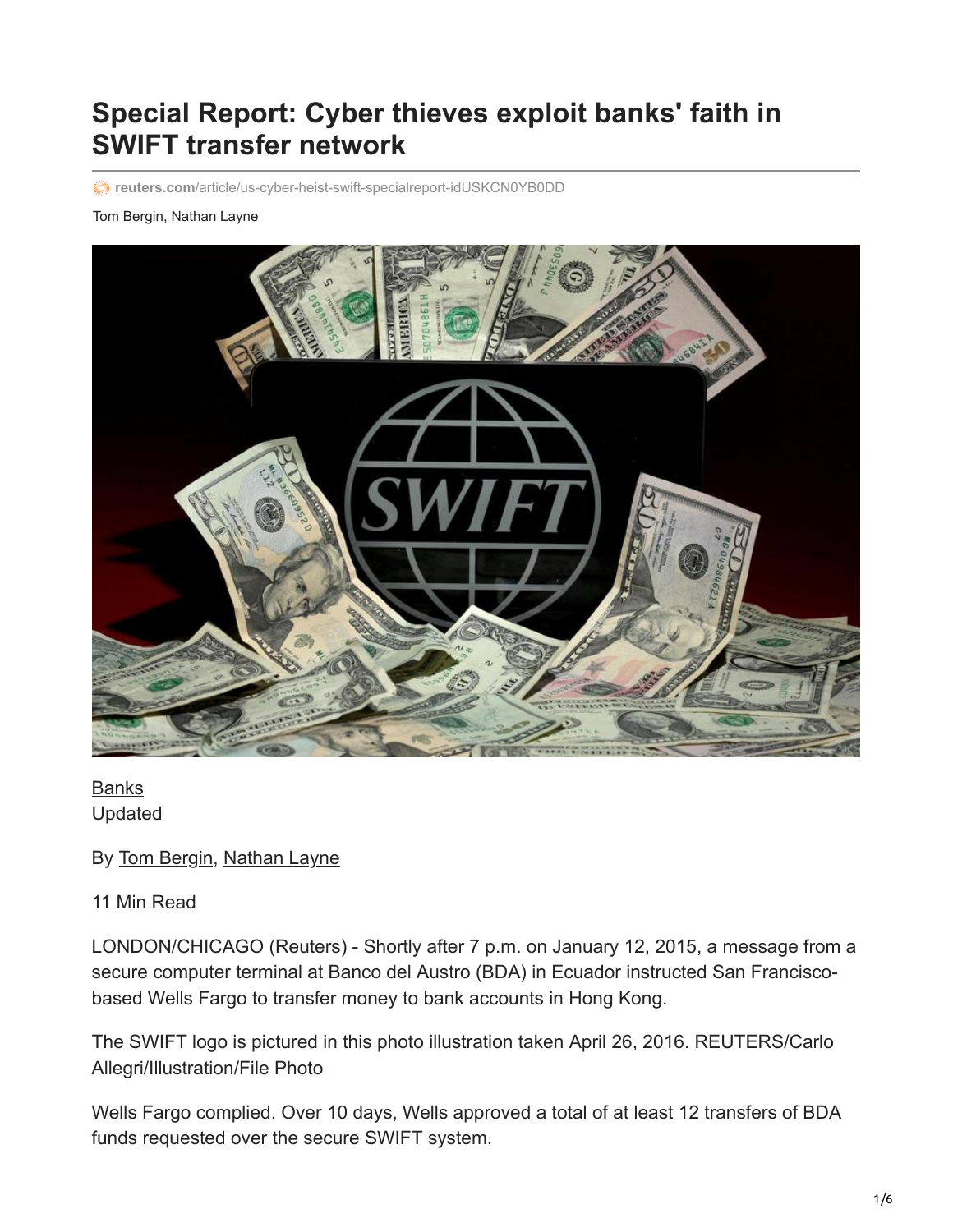# Special Report: Cyber thieves exploit banks' faith in SWIFT transfer network

reuters.com/article/us-cyber-heist-swift-specialreport-idUSKCN0YB0DD

Tom Bergin, Nathan Layne

Banks
Updated

By Tom Bergin, Nathan Layne

11 Min Read

LONDON/CHICAGO (Reuters) - Shortly after 7 p.m. on January 12, 2015, a message from a secure computer terminal at Banco del Austro (BDA) in Ecuador instructed San Francisco-based Wells Fargo to transfer money to bank accounts in Hong Kong.

The SWIFT logo is pictured in this photo illustration taken April 26, 2016. REUTERS/Carlo Allegri/Illustration/File Photo

Wells Fargo complied. Over 10 days, Wells approved a total of at least 12 transfers of BDA funds requested over the secure SWIFT system.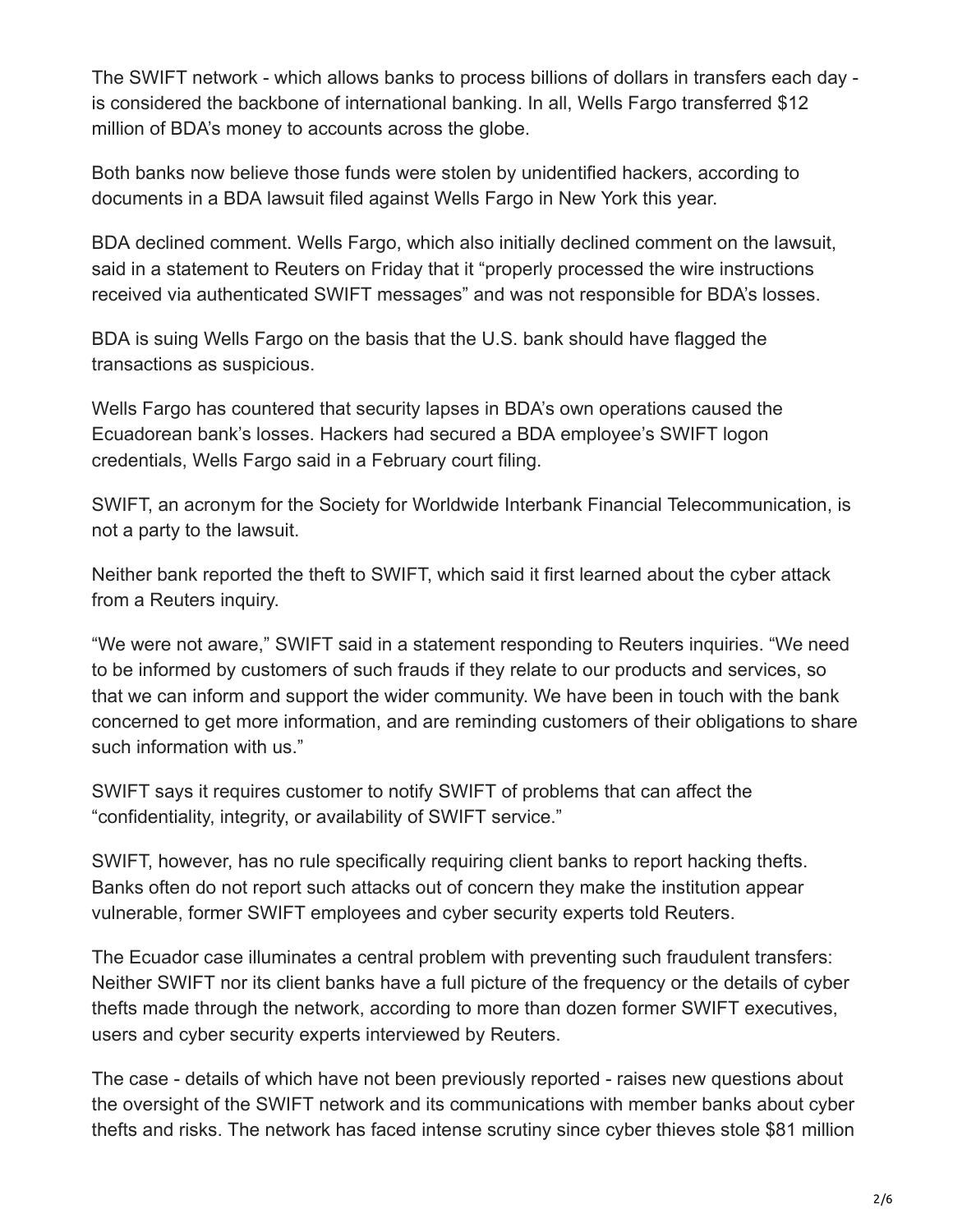The SWIFT network - which allows banks to process billions of dollars in transfers each day - is considered the backbone of international banking. In all, Wells Fargo transferred $12 million of BDA's money to accounts across the globe.

Both banks now believe those funds were stolen by unidentified hackers, according to documents in a BDA lawsuit filed against Wells Fargo in New York this year.

BDA declined comment. Wells Fargo, which also initially declined comment on the lawsuit, said in a statement to Reuters on Friday that it "properly processed the wire instructions received via authenticated SWIFT messages" and was not responsible for BDA's losses.

BDA is suing Wells Fargo on the basis that the U.S. bank should have flagged the transactions as suspicious.

Wells Fargo has countered that security lapses in BDA's own operations caused the Ecuadorean bank's losses. Hackers had secured a BDA employee's SWIFT logon credentials, Wells Fargo said in a February court filing.

SWIFT, an acronym for the Society for Worldwide Interbank Financial Telecommunication, is not a party to the lawsuit.

Neither bank reported the theft to SWIFT, which said it first learned about the cyber attack from a Reuters inquiry.

"We were not aware," SWIFT said in a statement responding to Reuters inquiries. "We need to be informed by customers of such frauds if they relate to our products and services, so that we can inform and support the wider community. We have been in touch with the bank concerned to get more information, and are reminding customers of their obligations to share such information with us."

SWIFT says it requires customer to notify SWIFT of problems that can affect the "confidentiality, integrity, or availability of SWIFT service."

SWIFT, however, has no rule specifically requiring client banks to report hacking thefts. Banks often do not report such attacks out of concern they make the institution appear vulnerable, former SWIFT employees and cyber security experts told Reuters.

The Ecuador case illuminates a central problem with preventing such fraudulent transfers: Neither SWIFT nor its client banks have a full picture of the frequency or the details of cyber thefts made through the network, according to more than dozen former SWIFT executives, users and cyber security experts interviewed by Reuters.

The case - details of which have not been previously reported - raises new questions about the oversight of the SWIFT network and its communications with member banks about cyber thefts and risks. The network has faced intense scrutiny since cyber thieves stole $81 million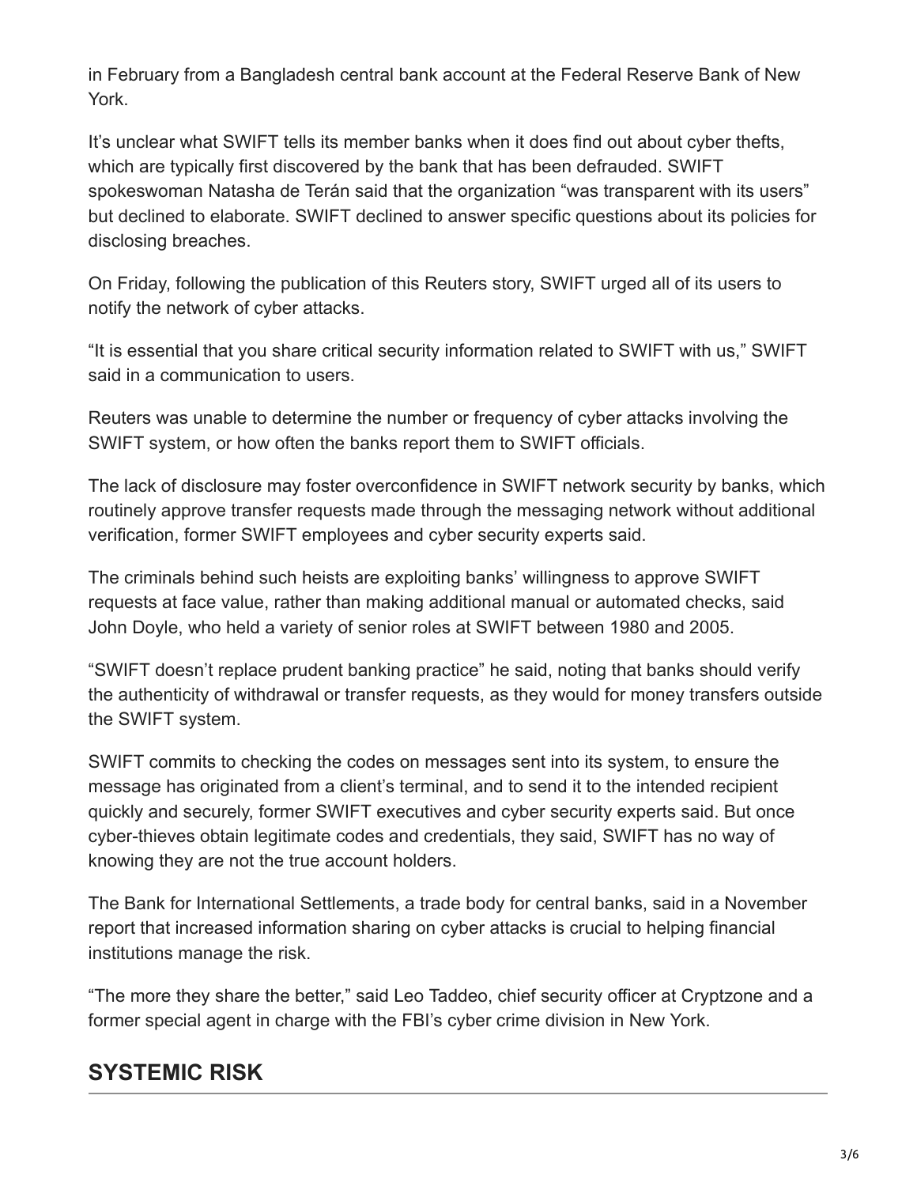in February from a Bangladesh central bank account at the Federal Reserve Bank of New York.

It's unclear what SWIFT tells its member banks when it does find out about cyber thefts, which are typically first discovered by the bank that has been defrauded. SWIFT spokeswoman Natasha de Terán said that the organization "was transparent with its users" but declined to elaborate. SWIFT declined to answer specific questions about its policies for disclosing breaches.

On Friday, following the publication of this Reuters story, SWIFT urged all of its users to notify the network of cyber attacks.

"It is essential that you share critical security information related to SWIFT with us," SWIFT said in a communication to users.

Reuters was unable to determine the number or frequency of cyber attacks involving the SWIFT system, or how often the banks report them to SWIFT officials.

The lack of disclosure may foster overconfidence in SWIFT network security by banks, which routinely approve transfer requests made through the messaging network without additional verification, former SWIFT employees and cyber security experts said.

The criminals behind such heists are exploiting banks' willingness to approve SWIFT requests at face value, rather than making additional manual or automated checks, said John Doyle, who held a variety of senior roles at SWIFT between 1980 and 2005.

"SWIFT doesn't replace prudent banking practice" he said, noting that banks should verify the authenticity of withdrawal or transfer requests, as they would for money transfers outside the SWIFT system.

SWIFT commits to checking the codes on messages sent into its system, to ensure the message has originated from a client's terminal, and to send it to the intended recipient quickly and securely, former SWIFT executives and cyber security experts said. But once cyber-thieves obtain legitimate codes and credentials, they said, SWIFT has no way of knowing they are not the true account holders.

The Bank for International Settlements, a trade body for central banks, said in a November report that increased information sharing on cyber attacks is crucial to helping financial institutions manage the risk.

"The more they share the better," said Leo Taddeo, chief security officer at Cryptzone and a former special agent in charge with the FBI's cyber crime division in New York.

## SYSTEMIC RISK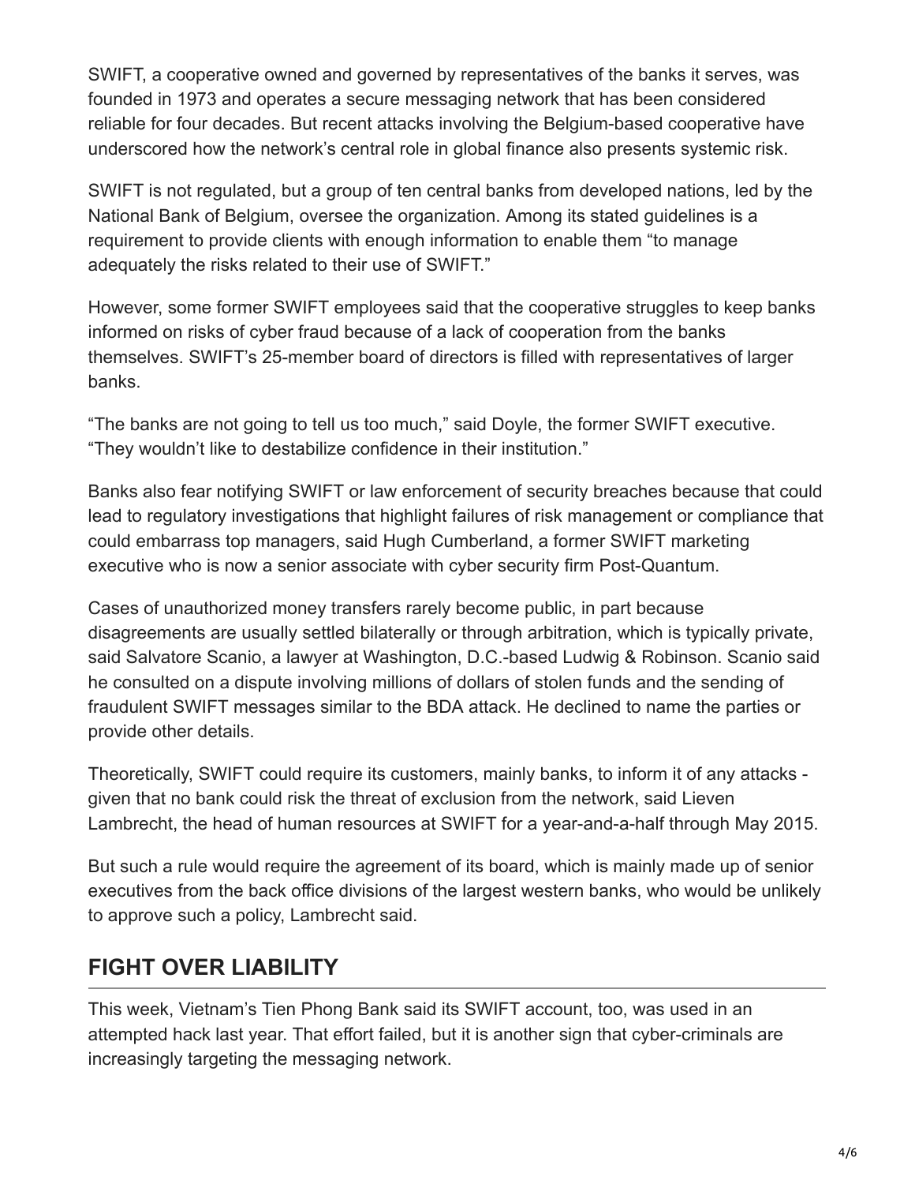SWIFT, a cooperative owned and governed by representatives of the banks it serves, was founded in 1973 and operates a secure messaging network that has been considered reliable for four decades. But recent attacks involving the Belgium-based cooperative have underscored how the network's central role in global finance also presents systemic risk.

SWIFT is not regulated, but a group of ten central banks from developed nations, led by the National Bank of Belgium, oversee the organization. Among its stated guidelines is a requirement to provide clients with enough information to enable them "to manage adequately the risks related to their use of SWIFT."

However, some former SWIFT employees said that the cooperative struggles to keep banks informed on risks of cyber fraud because of a lack of cooperation from the banks themselves. SWIFT's 25-member board of directors is filled with representatives of larger banks.

"The banks are not going to tell us too much," said Doyle, the former SWIFT executive. "They wouldn't like to destabilize confidence in their institution."

Banks also fear notifying SWIFT or law enforcement of security breaches because that could lead to regulatory investigations that highlight failures of risk management or compliance that could embarrass top managers, said Hugh Cumberland, a former SWIFT marketing executive who is now a senior associate with cyber security firm Post-Quantum.

Cases of unauthorized money transfers rarely become public, in part because disagreements are usually settled bilaterally or through arbitration, which is typically private, said Salvatore Scanio, a lawyer at Washington, D.C.-based Ludwig & Robinson. Scanio said he consulted on a dispute involving millions of dollars of stolen funds and the sending of fraudulent SWIFT messages similar to the BDA attack. He declined to name the parties or provide other details.

Theoretically, SWIFT could require its customers, mainly banks, to inform it of any attacks - given that no bank could risk the threat of exclusion from the network, said Lieven Lambrecht, the head of human resources at SWIFT for a year-and-a-half through May 2015.

But such a rule would require the agreement of its board, which is mainly made up of senior executives from the back office divisions of the largest western banks, who would be unlikely to approve such a policy, Lambrecht said.

## FIGHT OVER LIABILITY

This week, Vietnam's Tien Phong Bank said its SWIFT account, too, was used in an attempted hack last year. That effort failed, but it is another sign that cyber-criminals are increasingly targeting the messaging network.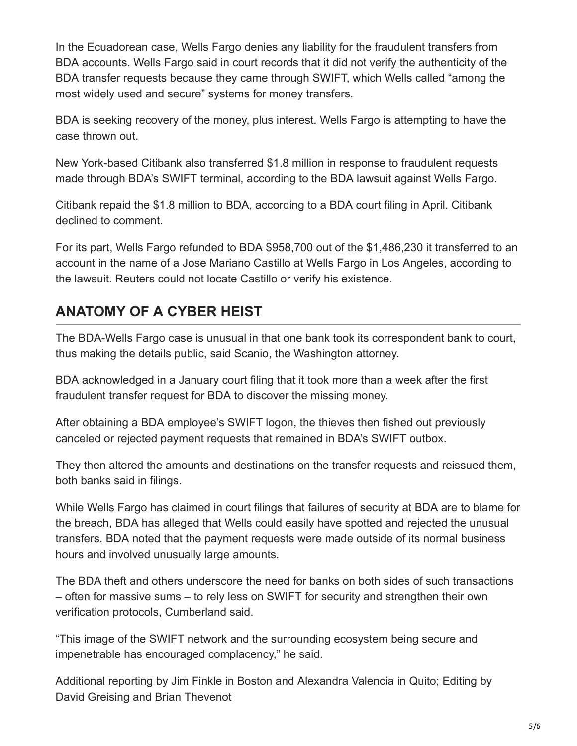In the Ecuadorean case, Wells Fargo denies any liability for the fraudulent transfers from BDA accounts. Wells Fargo said in court records that it did not verify the authenticity of the BDA transfer requests because they came through SWIFT, which Wells called “among the most widely used and secure” systems for money transfers.

BDA is seeking recovery of the money, plus interest. Wells Fargo is attempting to have the case thrown out.

New York-based Citibank also transferred $1.8 million in response to fraudulent requests made through BDA’s SWIFT terminal, according to the BDA lawsuit against Wells Fargo.

Citibank repaid the $1.8 million to BDA, according to a BDA court filing in April. Citibank declined to comment.

For its part, Wells Fargo refunded to BDA $958,700 out of the $1,486,230 it transferred to an account in the name of a Jose Mariano Castillo at Wells Fargo in Los Angeles, according to the lawsuit. Reuters could not locate Castillo or verify his existence.

## ANATOMY OF A CYBER HEIST

The BDA-Wells Fargo case is unusual in that one bank took its correspondent bank to court, thus making the details public, said Scanio, the Washington attorney.

BDA acknowledged in a January court filing that it took more than a week after the first fraudulent transfer request for BDA to discover the missing money.

After obtaining a BDA employee’s SWIFT logon, the thieves then fished out previously canceled or rejected payment requests that remained in BDA’s SWIFT outbox.

They then altered the amounts and destinations on the transfer requests and reissued them, both banks said in filings.

While Wells Fargo has claimed in court filings that failures of security at BDA are to blame for the breach, BDA has alleged that Wells could easily have spotted and rejected the unusual transfers. BDA noted that the payment requests were made outside of its normal business hours and involved unusually large amounts.

The BDA theft and others underscore the need for banks on both sides of such transactions – often for massive sums – to rely less on SWIFT for security and strengthen their own verification protocols, Cumberland said.

“This image of the SWIFT network and the surrounding ecosystem being secure and impenetrable has encouraged complacency,” he said.

Additional reporting by Jim Finkle in Boston and Alexandra Valencia in Quito; Editing by David Greising and Brian Thevenot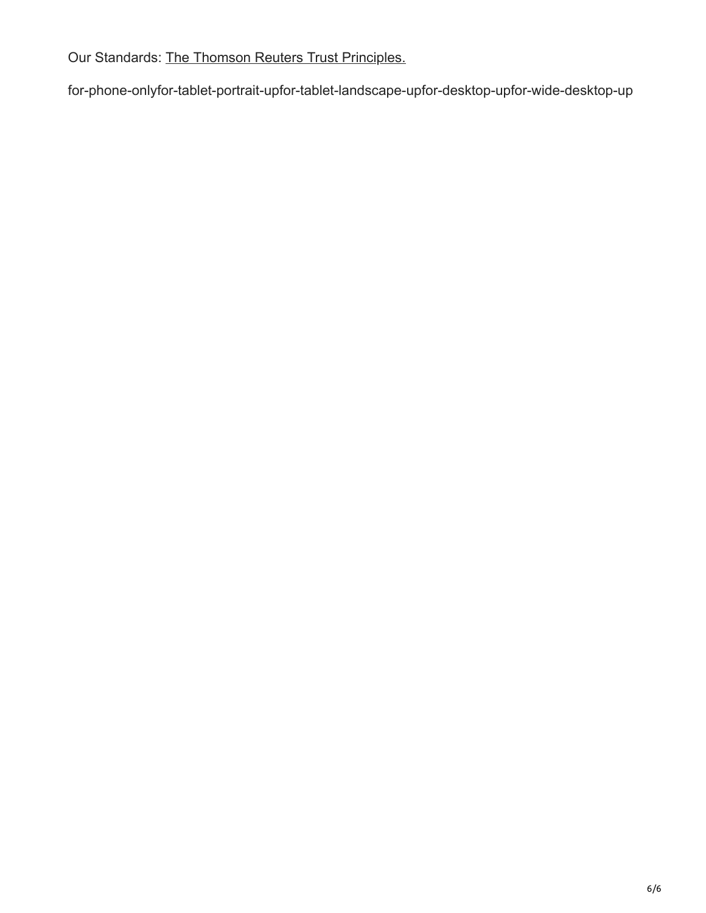Our Standards: The Thomson Reuters Trust Principles.

for-phone-onlyfor-tablet-portrait-upfor-tablet-landscape-upfor-desktop-upfor-wide-desktop-up